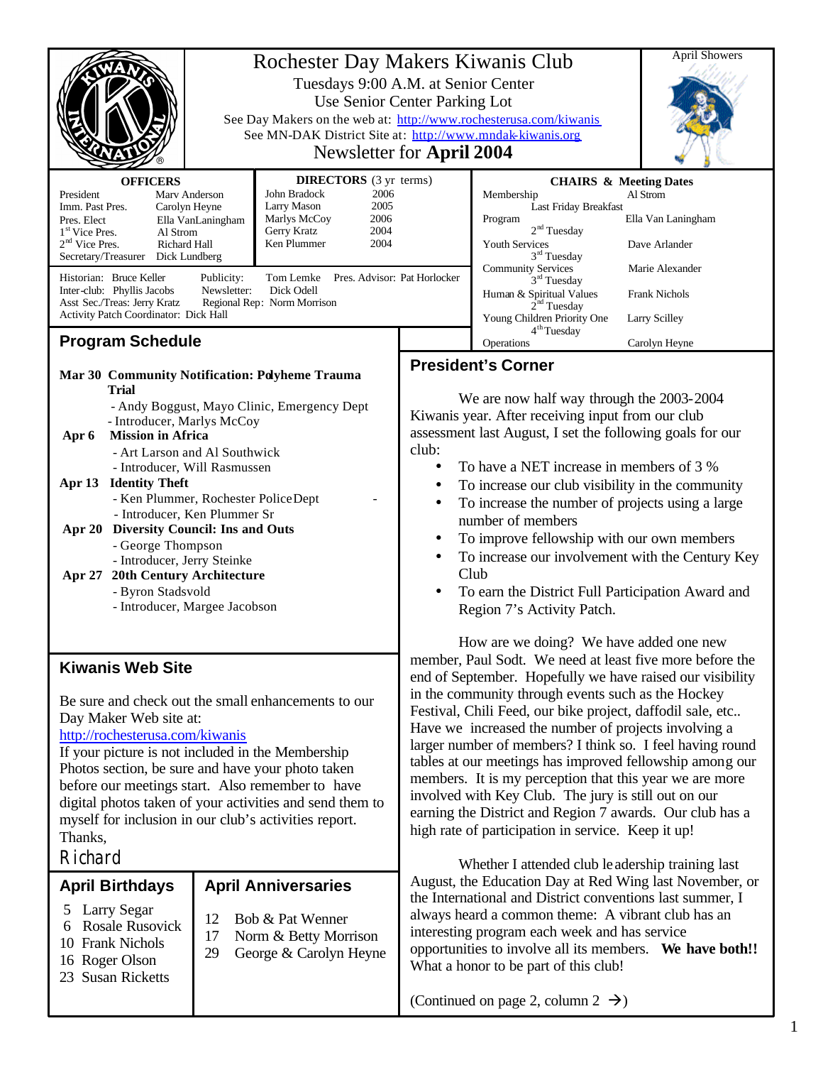# Rochester Day Makers Kiwanis Club

Tuesdays 9:00 A.M. at Senior Center

Use Senior Center Parking Lot

See Day Makers on the web at: http://www.rochesterusa.com/kiwanis

See MN-DAK District Site at: http://www.mndak-kiwanis.org

Newsletter for **April 2004**

April Showers

**OFFICERS**

| | |
|---|---|
| President | Marv Anderson |
| Imm. Past Pres. | Carolyn Heyne |
| Pres. Elect | Ella VanLaningham |
| 1st Vice Pres. | Al Strom |
| 2nd Vice Pres. | Richard Hall |
| Secretary/Treasurer | Dick Lundberg |

**DIRECTORS** (3 yr terms)

| | |
|---|---|
| John Bradock | 2006 |
| Larry Mason | 2005 |
| Marlys McCoy | 2006 |
| Gerry Kratz | 2004 |
| Ken Plummer | 2004 |

Historian: Bruce Keller
Publicity: Tom Lemke
Pres. Advisor: Pat Horlocker
Inter-club: Phyllis Jacobs
Newsletter: Dick Odell
Asst Sec./Treas: Jerry Kratz
Regional Rep: Norm Morrison
Activity Patch Coordinator: Dick Hall

**CHAIRS & Meeting Dates**

| | |
|---|---|
| Membership (Last Friday Breakfast) | Al Strom |
| Program (2nd Tuesday) | Ella Van Laningham |
| Youth Services (3rd Tuesday) | Dave Arlander |
| Community Services (3rd Tuesday) | Marie Alexander |
| Human & Spiritual Values (2nd Tuesday) | Frank Nichols |
| Young Children Priority One (4th Tuesday) | Larry Scilley |
| Operations | Carolyn Heyne |

## Program Schedule

**Mar 30 Community Notification: Polyheme Trauma Trial**
- Andy Boggust, Mayo Clinic, Emergency Dept
- Introducer, Marlys McCoy

**Apr 6 Mission in Africa**
- Art Larson and Al Southwick
- Introducer, Will Rasmussen

**Apr 13 Identity Theft**
- Ken Plummer, Rochester Police Dept
- Introducer, Ken Plummer Sr

**Apr 20 Diversity Council: Ins and Outs**
- George Thompson
- Introducer, Jerry Steinke

**Apr 27 20th Century Architecture**
- Byron Stadsvold
- Introducer, Margee Jacobson

## Kiwanis Web Site

Be sure and check out the small enhancements to our Day Maker Web site at:
http://rochesterusa.com/kiwanis
If your picture is not included in the Membership Photos section, be sure and have your photo taken before our meetings start. Also remember to have digital photos taken of your activities and send them to myself for inclusion in our club's activities report.
Thanks,
Richard

## April Birthdays

5 Larry Segar
6 Rosale Rusovick
10 Frank Nichols
16 Roger Olson
23 Susan Ricketts

## April Anniversaries

12 Bob & Pat Wenner
17 Norm & Betty Morrison
29 George & Carolyn Heyne

## President's Corner

We are now half way through the 2003-2004 Kiwanis year. After receiving input from our club assessment last August, I set the following goals for our club:

- To have a NET increase in members of 3 %
- To increase our club visibility in the community
- To increase the number of projects using a large number of members
- To improve fellowship with our own members
- To increase our involvement with the Century Key Club
- To earn the District Full Participation Award and Region 7's Activity Patch.

How are we doing? We have added one new member, Paul Sodt. We need at least five more before the end of September. Hopefully we have raised our visibility in the community through events such as the Hockey Festival, Chili Feed, our bike project, daffodil sale, etc.. Have we increased the number of projects involving a larger number of members? I think so. I feel having round tables at our meetings has improved fellowship among our members. It is my perception that this year we are more involved with Key Club. The jury is still out on our earning the District and Region 7 awards. Our club has a high rate of participation in service. Keep it up!

Whether I attended club leadership training last August, the Education Day at Red Wing last November, or the International and District conventions last summer, I always heard a common theme: A vibrant club has an interesting program each week and has service opportunities to involve all its members. **We have both!!** What a honor to be part of this club!

(Continued on page 2, column 2 →)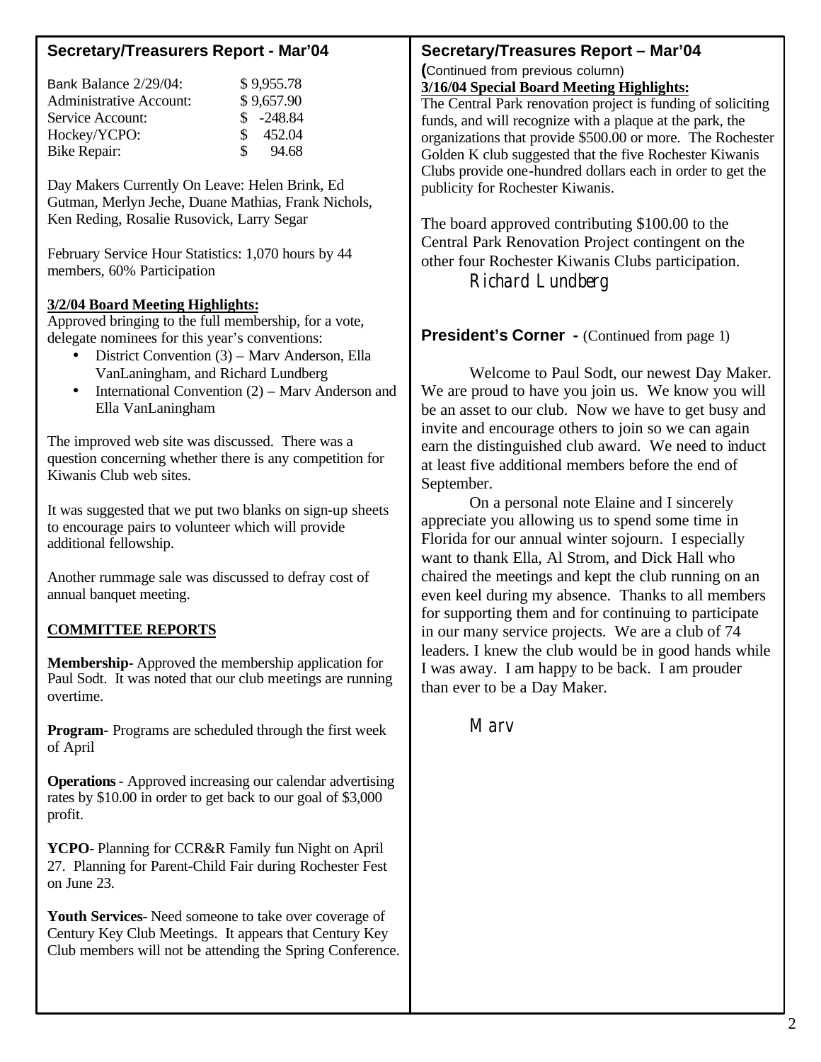## Secretary/Treasurers Report - Mar'04

| | |
|---|---|
| Bank Balance 2/29/04: | $ 9,955.78 |
| Administrative Account: | $ 9,657.90 |
| Service Account: | $ -248.84 |
| Hockey/YCPO: | $ 452.04 |
| Bike Repair: | $ 94.68 |

Day Makers Currently On Leave: Helen Brink, Ed Gutman, Merlyn Jeche, Duane Mathias, Frank Nichols, Ken Reding, Rosalie Rusovick, Larry Segar

February Service Hour Statistics: 1,070 hours by 44 members, 60% Participation

**3/2/04 Board Meeting Highlights:**

Approved bringing to the full membership, for a vote, delegate nominees for this year's conventions:

- District Convention (3) – Marv Anderson, Ella VanLaningham, and Richard Lundberg
- International Convention (2) – Marv Anderson and Ella VanLaningham

The improved web site was discussed. There was a question concerning whether there is any competition for Kiwanis Club web sites.

It was suggested that we put two blanks on sign-up sheets to encourage pairs to volunteer which will provide additional fellowship.

Another rummage sale was discussed to defray cost of annual banquet meeting.

**COMMITTEE REPORTS**

**Membership-** Approved the membership application for Paul Sodt. It was noted that our club meetings are running overtime.

**Program-** Programs are scheduled through the first week of April

**Operations** - Approved increasing our calendar advertising rates by $10.00 in order to get back to our goal of $3,000 profit.

**YCPO-** Planning for CCR&R Family fun Night on April 27. Planning for Parent-Child Fair during Rochester Fest on June 23.

**Youth Services-** Need someone to take over coverage of Century Key Club Meetings. It appears that Century Key Club members will not be attending the Spring Conference.

## Secretary/Treasures Report – Mar'04

(Continued from previous column)

**3/16/04 Special Board Meeting Highlights:**

The Central Park renovation project is funding of soliciting funds, and will recognize with a plaque at the park, the organizations that provide $500.00 or more. The Rochester Golden K club suggested that the five Rochester Kiwanis Clubs provide one-hundred dollars each in order to get the publicity for Rochester Kiwanis.

The board approved contributing $100.00 to the Central Park Renovation Project contingent on the other four Rochester Kiwanis Clubs participation.

*Richard Lundberg*

## President's Corner - (Continued from page 1)

Welcome to Paul Sodt, our newest Day Maker. We are proud to have you join us. We know you will be an asset to our club. Now we have to get busy and invite and encourage others to join so we can again earn the distinguished club award. We need to induct at least five additional members before the end of September.

On a personal note Elaine and I sincerely appreciate you allowing us to spend some time in Florida for our annual winter sojourn. I especially want to thank Ella, Al Strom, and Dick Hall who chaired the meetings and kept the club running on an even keel during my absence. Thanks to all members for supporting them and for continuing to participate in our many service projects. We are a club of 74 leaders. I knew the club would be in good hands while I was away. I am happy to be back. I am prouder than ever to be a Day Maker.

*Marv*